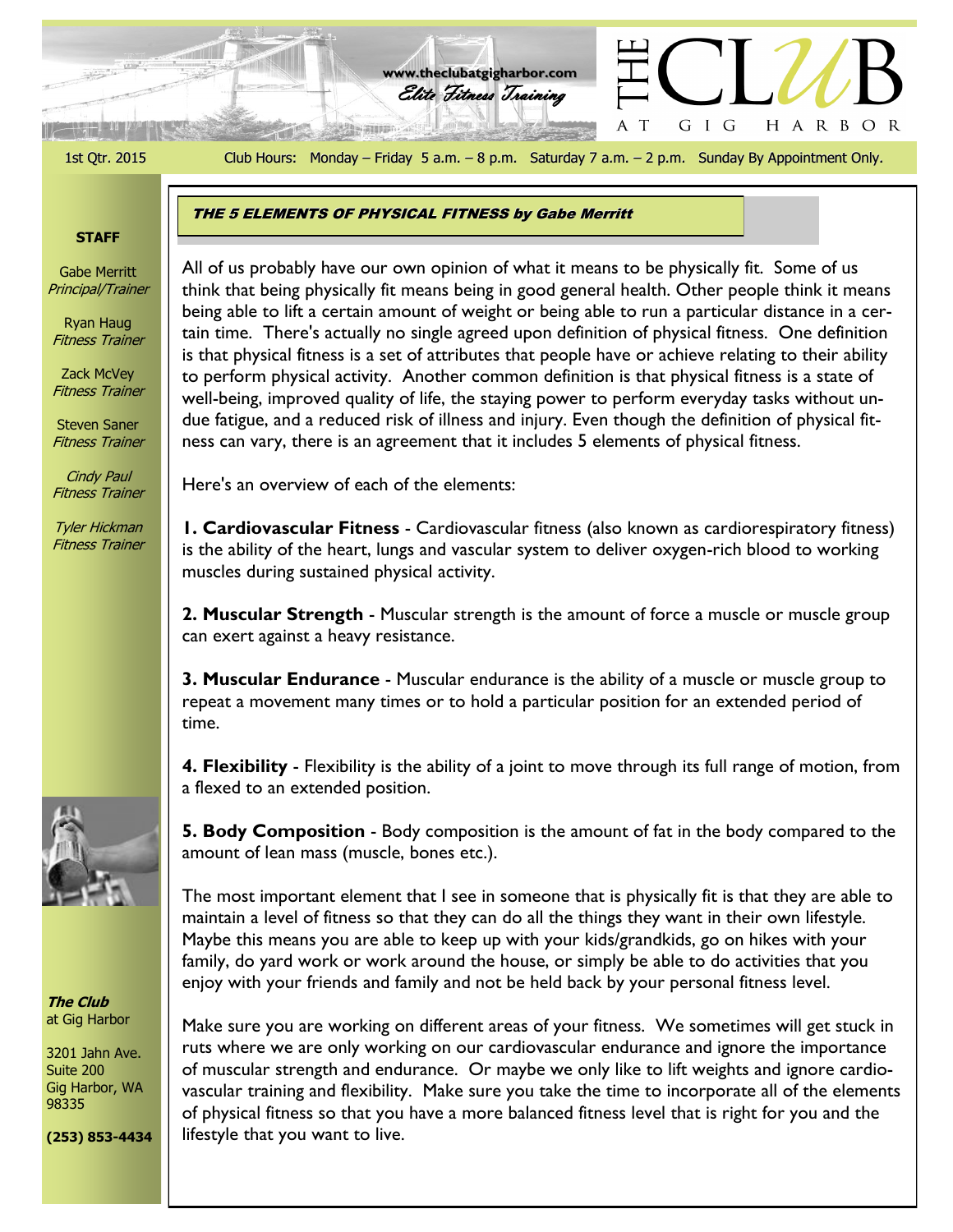www.theclubatgigharbor.com

*Elite Fitness Training*

# THE CLUB AT GIG HARBOR

1st Qtr. 2015

Club Hours: Monday – Friday 5 a.m. – 8 p.m. Saturday 7 a.m. – 2 p.m. Sunday By Appointment Only.

**STAFF**

Gabe Merritt
*Principal/Trainer*

Ryan Haug
*Fitness Trainer*

Zack McVey
*Fitness Trainer*

Steven Saner
*Fitness Trainer*

*Cindy Paul*
*Fitness Trainer*

*Tyler Hickman*
*Fitness Trainer*

***The Club***
at Gig Harbor

3201 Jahn Ave.
Suite 200
Gig Harbor, WA
98335

**(253) 853-4434**

## THE 5 ELEMENTS OF PHYSICAL FITNESS by Gabe Merritt

All of us probably have our own opinion of what it means to be physically fit. Some of us think that being physically fit means being in good general health. Other people think it means being able to lift a certain amount of weight or being able to run a particular distance in a certain time. There's actually no single agreed upon definition of physical fitness. One definition is that physical fitness is a set of attributes that people have or achieve relating to their ability to perform physical activity. Another common definition is that physical fitness is a state of well-being, improved quality of life, the staying power to perform everyday tasks without undue fatigue, and a reduced risk of illness and injury. Even though the definition of physical fitness can vary, there is an agreement that it includes 5 elements of physical fitness.

Here's an overview of each of the elements:

**1. Cardiovascular Fitness** - Cardiovascular fitness (also known as cardiorespiratory fitness) is the ability of the heart, lungs and vascular system to deliver oxygen-rich blood to working muscles during sustained physical activity.

**2. Muscular Strength** - Muscular strength is the amount of force a muscle or muscle group can exert against a heavy resistance.

**3. Muscular Endurance** - Muscular endurance is the ability of a muscle or muscle group to repeat a movement many times or to hold a particular position for an extended period of time.

**4. Flexibility** - Flexibility is the ability of a joint to move through its full range of motion, from a flexed to an extended position.

**5. Body Composition** - Body composition is the amount of fat in the body compared to the amount of lean mass (muscle, bones etc.).

The most important element that I see in someone that is physically fit is that they are able to maintain a level of fitness so that they can do all the things they want in their own lifestyle. Maybe this means you are able to keep up with your kids/grandkids, go on hikes with your family, do yard work or work around the house, or simply be able to do activities that you enjoy with your friends and family and not be held back by your personal fitness level.

Make sure you are working on different areas of your fitness. We sometimes will get stuck in ruts where we are only working on our cardiovascular endurance and ignore the importance of muscular strength and endurance. Or maybe we only like to lift weights and ignore cardiovascular training and flexibility. Make sure you take the time to incorporate all of the elements of physical fitness so that you have a more balanced fitness level that is right for you and the lifestyle that you want to live.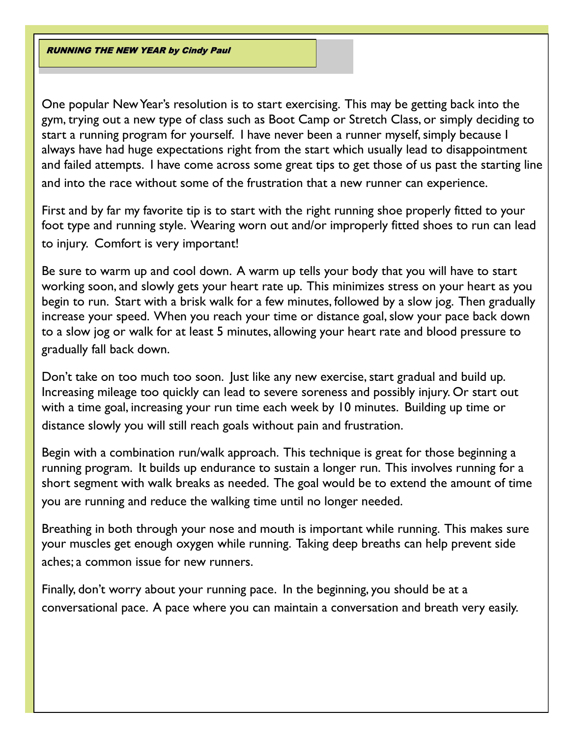## ***RUNNING THE NEW YEAR by Cindy Paul***

One popular New Year's resolution is to start exercising. This may be getting back into the gym, trying out a new type of class such as Boot Camp or Stretch Class, or simply deciding to start a running program for yourself. I have never been a runner myself, simply because I always have had huge expectations right from the start which usually lead to disappointment and failed attempts. I have come across some great tips to get those of us past the starting line and into the race without some of the frustration that a new runner can experience.

First and by far my favorite tip is to start with the right running shoe properly fitted to your foot type and running style. Wearing worn out and/or improperly fitted shoes to run can lead to injury. Comfort is very important!

Be sure to warm up and cool down. A warm up tells your body that you will have to start working soon, and slowly gets your heart rate up. This minimizes stress on your heart as you begin to run. Start with a brisk walk for a few minutes, followed by a slow jog. Then gradually increase your speed. When you reach your time or distance goal, slow your pace back down to a slow jog or walk for at least 5 minutes, allowing your heart rate and blood pressure to gradually fall back down.

Don't take on too much too soon. Just like any new exercise, start gradual and build up. Increasing mileage too quickly can lead to severe soreness and possibly injury. Or start out with a time goal, increasing your run time each week by 10 minutes. Building up time or distance slowly you will still reach goals without pain and frustration.

Begin with a combination run/walk approach. This technique is great for those beginning a running program. It builds up endurance to sustain a longer run. This involves running for a short segment with walk breaks as needed. The goal would be to extend the amount of time you are running and reduce the walking time until no longer needed.

Breathing in both through your nose and mouth is important while running. This makes sure your muscles get enough oxygen while running. Taking deep breaths can help prevent side aches; a common issue for new runners.

Finally, don't worry about your running pace. In the beginning, you should be at a conversational pace. A pace where you can maintain a conversation and breath very easily.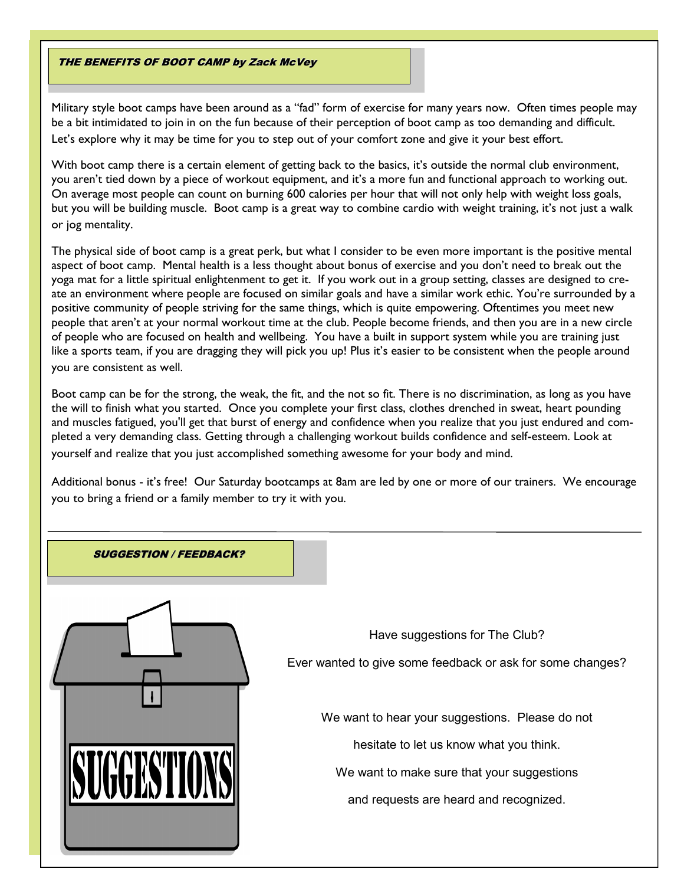## ***THE BENEFITS OF BOOT CAMP by Zack McVey***

Military style boot camps have been around as a "fad" form of exercise for many years now. Often times people may be a bit intimidated to join in on the fun because of their perception of boot camp as too demanding and difficult. Let's explore why it may be time for you to step out of your comfort zone and give it your best effort.

With boot camp there is a certain element of getting back to the basics, it's outside the normal club environment, you aren't tied down by a piece of workout equipment, and it's a more fun and functional approach to working out. On average most people can count on burning 600 calories per hour that will not only help with weight loss goals, but you will be building muscle. Boot camp is a great way to combine cardio with weight training, it's not just a walk or jog mentality.

The physical side of boot camp is a great perk, but what I consider to be even more important is the positive mental aspect of boot camp. Mental health is a less thought about bonus of exercise and you don't need to break out the yoga mat for a little spiritual enlightenment to get it. If you work out in a group setting, classes are designed to create an environment where people are focused on similar goals and have a similar work ethic. You're surrounded by a positive community of people striving for the same things, which is quite empowering. Oftentimes you meet new people that aren't at your normal workout time at the club. People become friends, and then you are in a new circle of people who are focused on health and wellbeing. You have a built in support system while you are training just like a sports team, if you are dragging they will pick you up! Plus it's easier to be consistent when the people around you are consistent as well.

Boot camp can be for the strong, the weak, the fit, and the not so fit. There is no discrimination, as long as you have the will to finish what you started. Once you complete your first class, clothes drenched in sweat, heart pounding and muscles fatigued, you'll get that burst of energy and confidence when you realize that you just endured and completed a very demanding class. Getting through a challenging workout builds confidence and self-esteem. Look at yourself and realize that you just accomplished something awesome for your body and mind.

Additional bonus - it's free! Our Saturday bootcamps at 8am are led by one or more of our trainers. We encourage you to bring a friend or a family member to try it with you.

---

## ***SUGGESTION / FEEDBACK?***

SUGGESTIONS

Have suggestions for The Club?

Ever wanted to give some feedback or ask for some changes?

We want to hear your suggestions. Please do not hesitate to let us know what you think.

We want to make sure that your suggestions and requests are heard and recognized.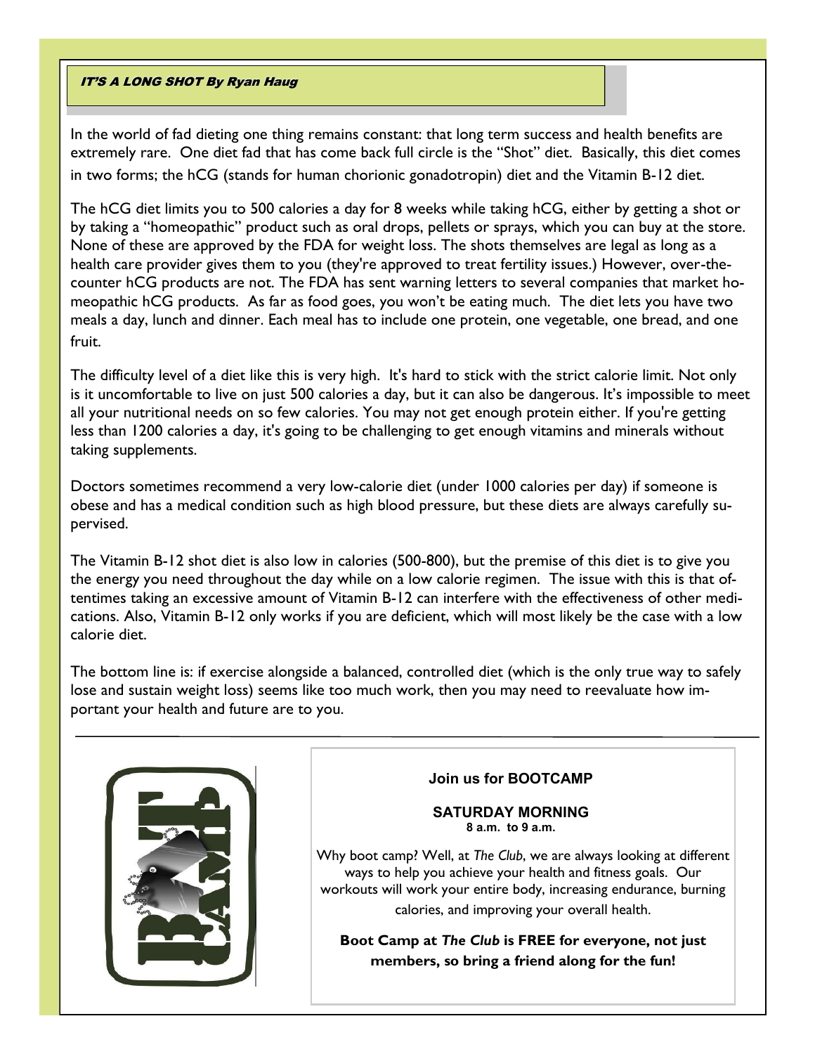## *IT'S A LONG SHOT By Ryan Haug*

In the world of fad dieting one thing remains constant: that long term success and health benefits are extremely rare. One diet fad that has come back full circle is the "Shot" diet. Basically, this diet comes in two forms; the hCG (stands for human chorionic gonadotropin) diet and the Vitamin B-12 diet.

The hCG diet limits you to 500 calories a day for 8 weeks while taking hCG, either by getting a shot or by taking a "homeopathic" product such as oral drops, pellets or sprays, which you can buy at the store. None of these are approved by the FDA for weight loss. The shots themselves are legal as long as a health care provider gives them to you (they're approved to treat fertility issues.) However, over-the-counter hCG products are not. The FDA has sent warning letters to several companies that market homeopathic hCG products. As far as food goes, you won't be eating much. The diet lets you have two meals a day, lunch and dinner. Each meal has to include one protein, one vegetable, one bread, and one fruit.

The difficulty level of a diet like this is very high. It's hard to stick with the strict calorie limit. Not only is it uncomfortable to live on just 500 calories a day, but it can also be dangerous. It's impossible to meet all your nutritional needs on so few calories. You may not get enough protein either. If you're getting less than 1200 calories a day, it's going to be challenging to get enough vitamins and minerals without taking supplements.

Doctors sometimes recommend a very low-calorie diet (under 1000 calories per day) if someone is obese and has a medical condition such as high blood pressure, but these diets are always carefully supervised.

The Vitamin B-12 shot diet is also low in calories (500-800), but the premise of this diet is to give you the energy you need throughout the day while on a low calorie regimen. The issue with this is that oftentimes taking an excessive amount of Vitamin B-12 can interfere with the effectiveness of other medications. Also, Vitamin B-12 only works if you are deficient, which will most likely be the case with a low calorie diet.

The bottom line is: if exercise alongside a balanced, controlled diet (which is the only true way to safely lose and sustain weight loss) seems like too much work, then you may need to reevaluate how important your health and future are to you.

---

**Join us for BOOTCAMP**

**SATURDAY MORNING**
**8 a.m. to 9 a.m.**

Why boot camp? Well, at *The Club*, we are always looking at different ways to help you achieve your health and fitness goals. Our workouts will work your entire body, increasing endurance, burning calories, and improving your overall health.

**Boot Camp at *The Club* is FREE for everyone, not just members, so bring a friend along for the fun!**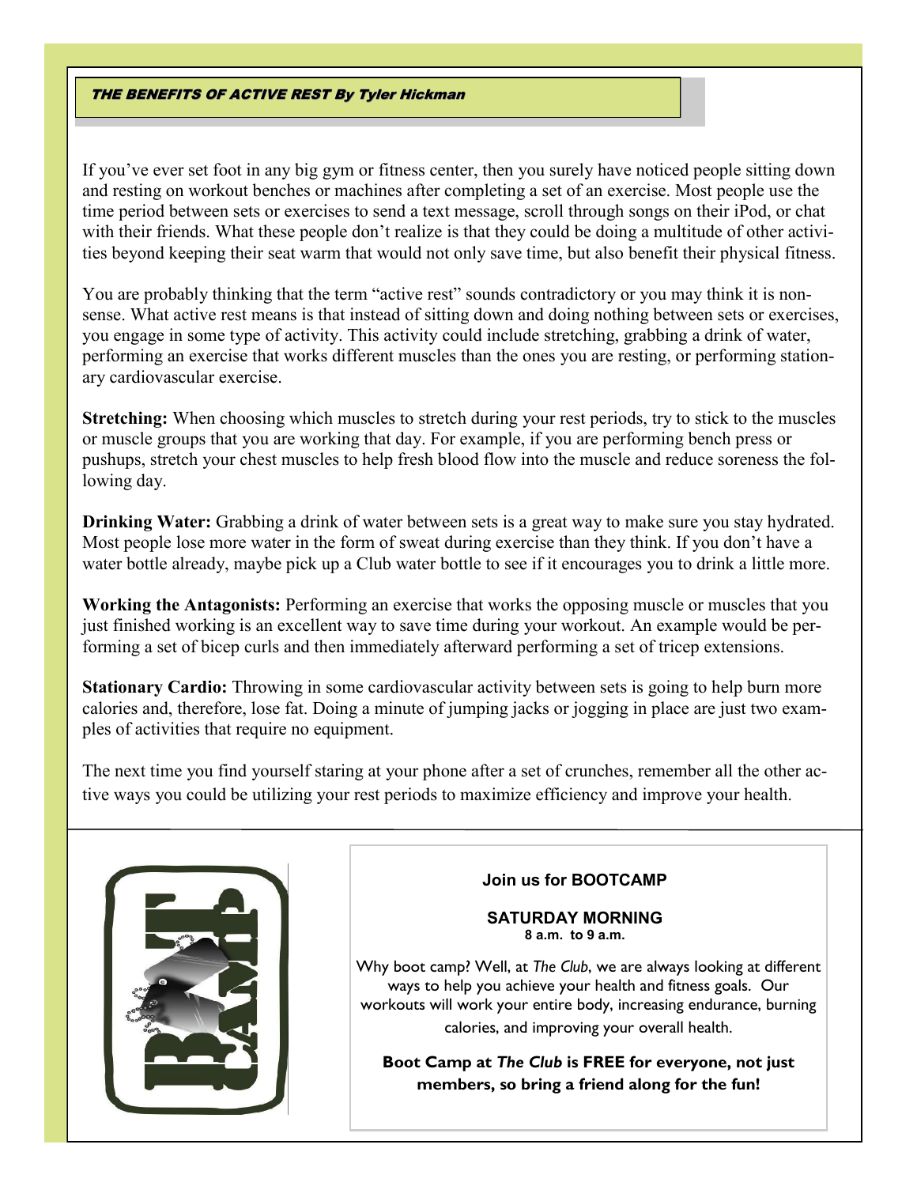## ***THE BENEFITS OF ACTIVE REST By Tyler Hickman***

If you've ever set foot in any big gym or fitness center, then you surely have noticed people sitting down and resting on workout benches or machines after completing a set of an exercise. Most people use the time period between sets or exercises to send a text message, scroll through songs on their iPod, or chat with their friends. What these people don't realize is that they could be doing a multitude of other activities beyond keeping their seat warm that would not only save time, but also benefit their physical fitness.

You are probably thinking that the term "active rest" sounds contradictory or you may think it is nonsense. What active rest means is that instead of sitting down and doing nothing between sets or exercises, you engage in some type of activity. This activity could include stretching, grabbing a drink of water, performing an exercise that works different muscles than the ones you are resting, or performing stationary cardiovascular exercise.

**Stretching:** When choosing which muscles to stretch during your rest periods, try to stick to the muscles or muscle groups that you are working that day. For example, if you are performing bench press or pushups, stretch your chest muscles to help fresh blood flow into the muscle and reduce soreness the following day.

**Drinking Water:** Grabbing a drink of water between sets is a great way to make sure you stay hydrated. Most people lose more water in the form of sweat during exercise than they think. If you don't have a water bottle already, maybe pick up a Club water bottle to see if it encourages you to drink a little more.

**Working the Antagonists:** Performing an exercise that works the opposing muscle or muscles that you just finished working is an excellent way to save time during your workout. An example would be performing a set of bicep curls and then immediately afterward performing a set of tricep extensions.

**Stationary Cardio:** Throwing in some cardiovascular activity between sets is going to help burn more calories and, therefore, lose fat. Doing a minute of jumping jacks or jogging in place are just two examples of activities that require no equipment.

The next time you find yourself staring at your phone after a set of crunches, remember all the other active ways you could be utilizing your rest periods to maximize efficiency and improve your health.

BOOT CAMP

**Join us for BOOTCAMP**

**SATURDAY MORNING**
**8 a.m. to 9 a.m.**

Why boot camp? Well, at *The Club*, we are always looking at different ways to help you achieve your health and fitness goals. Our workouts will work your entire body, increasing endurance, burning calories, and improving your overall health.

**Boot Camp at *The Club* is FREE for everyone, not just members, so bring a friend along for the fun!**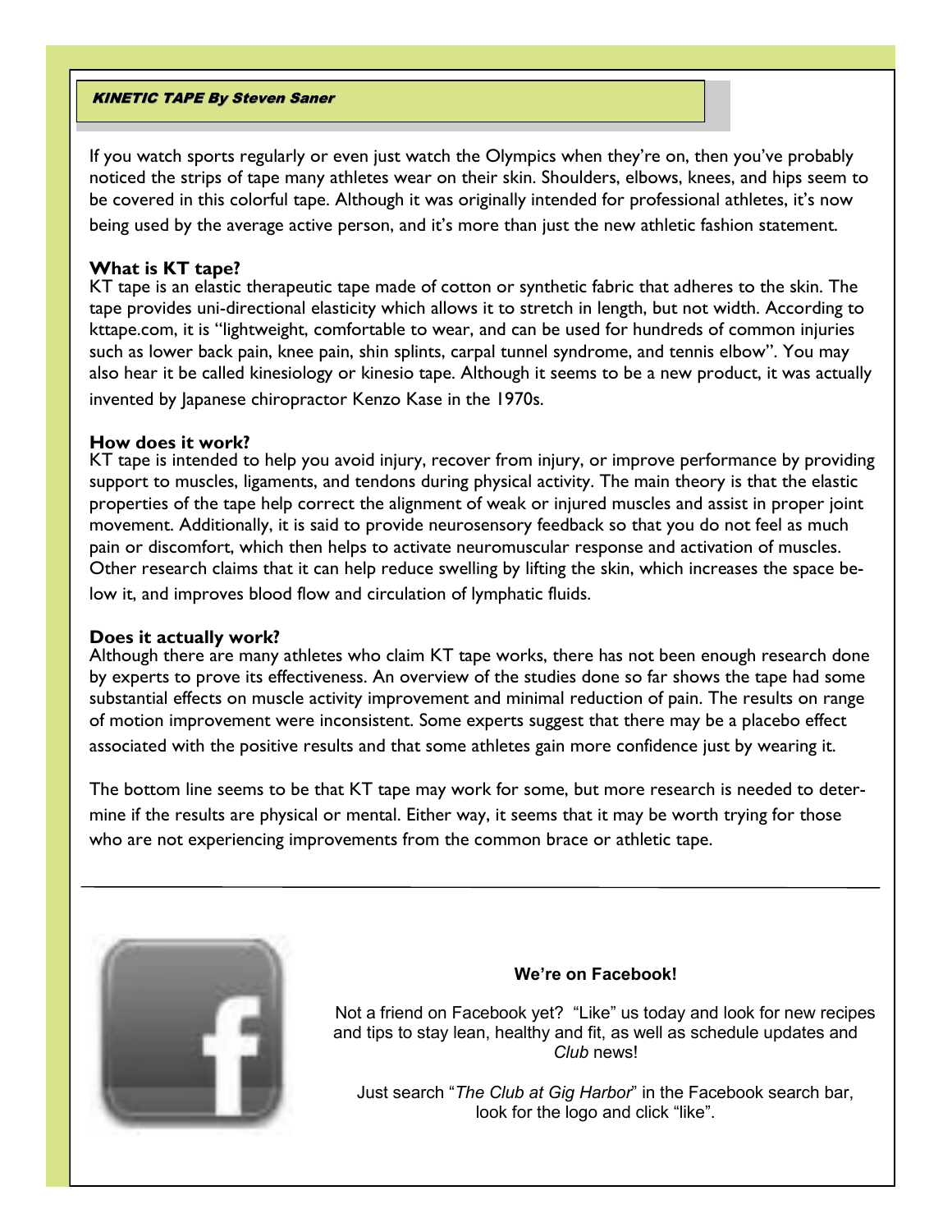## *KINETIC TAPE By Steven Saner*

If you watch sports regularly or even just watch the Olympics when they're on, then you've probably noticed the strips of tape many athletes wear on their skin. Shoulders, elbows, knees, and hips seem to be covered in this colorful tape. Although it was originally intended for professional athletes, it's now being used by the average active person, and it's more than just the new athletic fashion statement.

**What is KT tape?**
KT tape is an elastic therapeutic tape made of cotton or synthetic fabric that adheres to the skin. The tape provides uni-directional elasticity which allows it to stretch in length, but not width. According to kttape.com, it is "lightweight, comfortable to wear, and can be used for hundreds of common injuries such as lower back pain, knee pain, shin splints, carpal tunnel syndrome, and tennis elbow". You may also hear it be called kinesiology or kinesio tape. Although it seems to be a new product, it was actually invented by Japanese chiropractor Kenzo Kase in the 1970s.

**How does it work?**
KT tape is intended to help you avoid injury, recover from injury, or improve performance by providing support to muscles, ligaments, and tendons during physical activity. The main theory is that the elastic properties of the tape help correct the alignment of weak or injured muscles and assist in proper joint movement. Additionally, it is said to provide neurosensory feedback so that you do not feel as much pain or discomfort, which then helps to activate neuromuscular response and activation of muscles. Other research claims that it can help reduce swelling by lifting the skin, which increases the space below it, and improves blood flow and circulation of lymphatic fluids.

**Does it actually work?**
Although there are many athletes who claim KT tape works, there has not been enough research done by experts to prove its effectiveness. An overview of the studies done so far shows the tape had some substantial effects on muscle activity improvement and minimal reduction of pain. The results on range of motion improvement were inconsistent. Some experts suggest that there may be a placebo effect associated with the positive results and that some athletes gain more confidence just by wearing it.

The bottom line seems to be that KT tape may work for some, but more research is needed to determine if the results are physical or mental. Either way, it seems that it may be worth trying for those who are not experiencing improvements from the common brace or athletic tape.

---

**We're on Facebook!**

Not a friend on Facebook yet? "Like" us today and look for new recipes and tips to stay lean, healthy and fit, as well as schedule updates and *Club* news!

Just search "*The Club at Gig Harbor*" in the Facebook search bar, look for the logo and click "like".